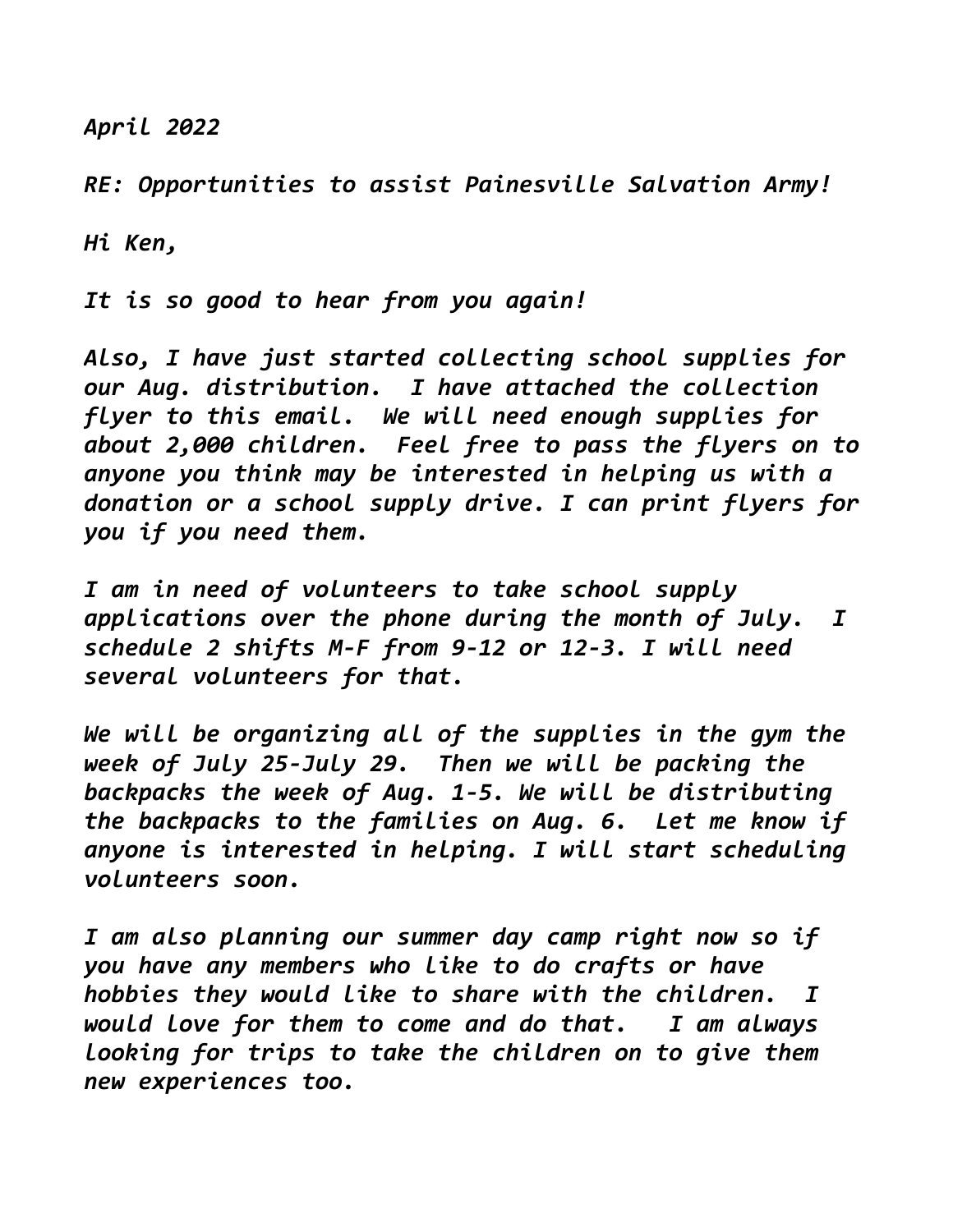*April 2022*

*RE: Opportunities to assist Painesville Salvation Army!*

*Hi Ken,*

*It is so good to hear from you again!*

*Also, I have just started collecting school supplies for our Aug. distribution. I have attached the collection flyer to this email. We will need enough supplies for about 2,000 children. Feel free to pass the flyers on to anyone you think may be interested in helping us with a donation or a school supply drive. I can print flyers for you if you need them.*

*I am in need of volunteers to take school supply applications over the phone during the month of July. I schedule 2 shifts M-F from 9-12 or 12-3. I will need several volunteers for that.*

*We will be organizing all of the supplies in the gym the week of July 25-July 29. Then we will be packing the backpacks the week of Aug. 1-5. We will be distributing the backpacks to the families on Aug. 6. Let me know if anyone is interested in helping. I will start scheduling volunteers soon.*

*I am also planning our summer day camp right now so if you have any members who like to do crafts or have hobbies they would like to share with the children. I would love for them to come and do that. I am always looking for trips to take the children on to give them new experiences too.*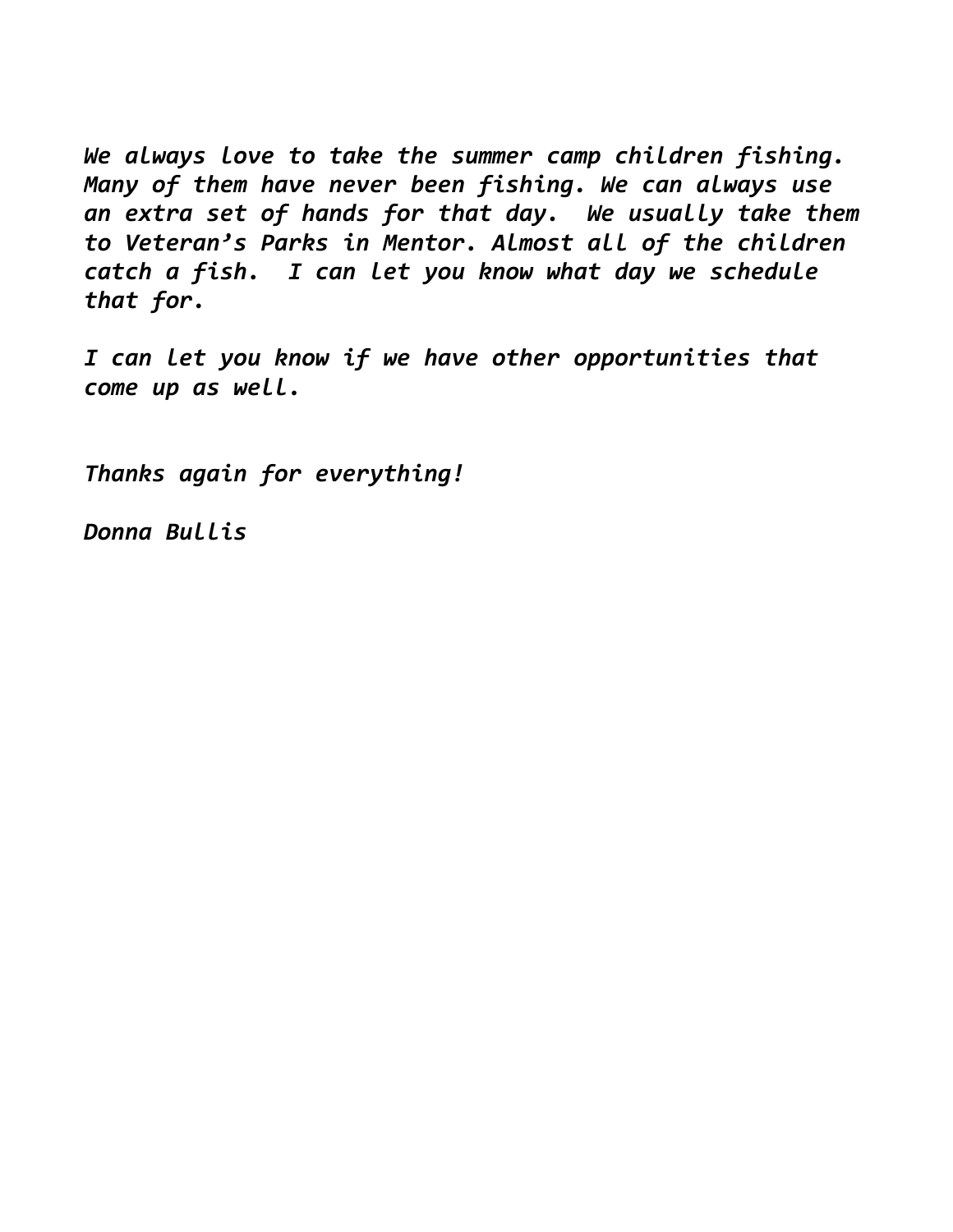*We always love to take the summer camp children fishing. Many of them have never been fishing. We can always use an extra set of hands for that day. We usually take them to Veteran's Parks in Mentor. Almost all of the children catch a fish. I can let you know what day we schedule that for.*

*I can let you know if we have other opportunities that come up as well.*

*Thanks again for everything!*

*Donna Bullis*